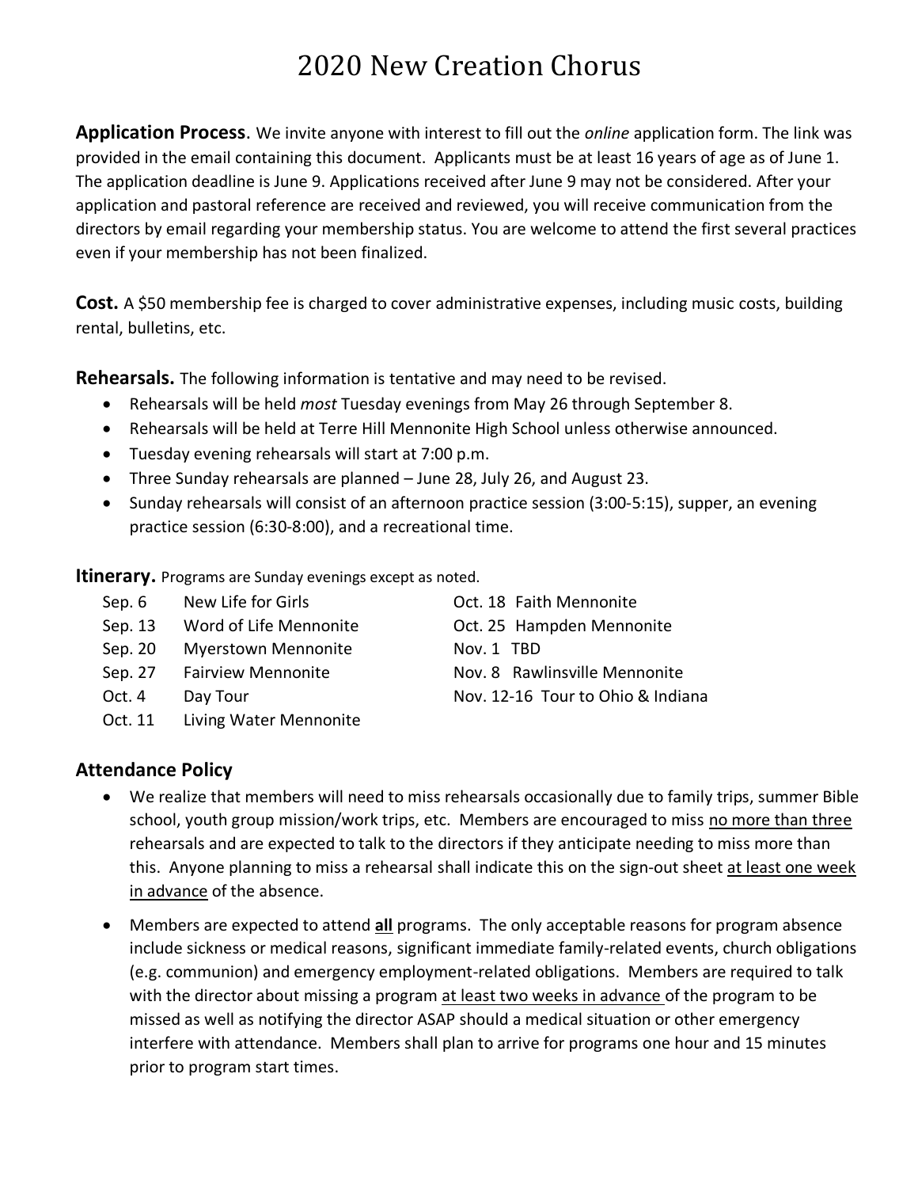# 2020 New Creation Chorus

**Application Process**. We invite anyone with interest to fill out the *online* application form. The link was provided in the email containing this document. Applicants must be at least 16 years of age as of June 1. The application deadline is June 9. Applications received after June 9 may not be considered. After your application and pastoral reference are received and reviewed, you will receive communication from the directors by email regarding your membership status. You are welcome to attend the first several practices even if your membership has not been finalized.

**Cost.** A $50 membership fee is charged to cover administrative expenses, including music costs, building rental, bulletins, etc.

**Rehearsals.** The following information is tentative and may need to be revised.

- Rehearsals will be held *most* Tuesday evenings from May 26 through September 8.
- Rehearsals will be held at Terre Hill Mennonite High School unless otherwise announced.
- Tuesday evening rehearsals will start at 7:00 p.m.
- Three Sunday rehearsals are planned – June 28, July 26, and August 23.
- Sunday rehearsals will consist of an afternoon practice session (3:00-5:15), supper, an evening practice session (6:30-8:00), and a recreational time.

**Itinerary.** Programs are Sunday evenings except as noted.

- Sep. 6 New Life for Girls
- Sep. 13 Word of Life Mennonite
- Sep. 20 Myerstown Mennonite
- Sep. 27 Fairview Mennonite
- Oct. 4 Day Tour
- Oct. 11 Living Water Mennonite
- Oct. 18 Faith Mennonite
- Oct. 25 Hampden Mennonite
- Nov. 1 TBD
- Nov. 8 Rawlinsville Mennonite
- Nov. 12-16 Tour to Ohio & Indiana

## Attendance Policy

- We realize that members will need to miss rehearsals occasionally due to family trips, summer Bible school, youth group mission/work trips, etc. Members are encouraged to miss no more than three rehearsals and are expected to talk to the directors if they anticipate needing to miss more than this. Anyone planning to miss a rehearsal shall indicate this on the sign-out sheet at least one week in advance of the absence.
- Members are expected to attend **all** programs. The only acceptable reasons for program absence include sickness or medical reasons, significant immediate family-related events, church obligations (e.g. communion) and emergency employment-related obligations. Members are required to talk with the director about missing a program at least two weeks in advance of the program to be missed as well as notifying the director ASAP should a medical situation or other emergency interfere with attendance. Members shall plan to arrive for programs one hour and 15 minutes prior to program start times.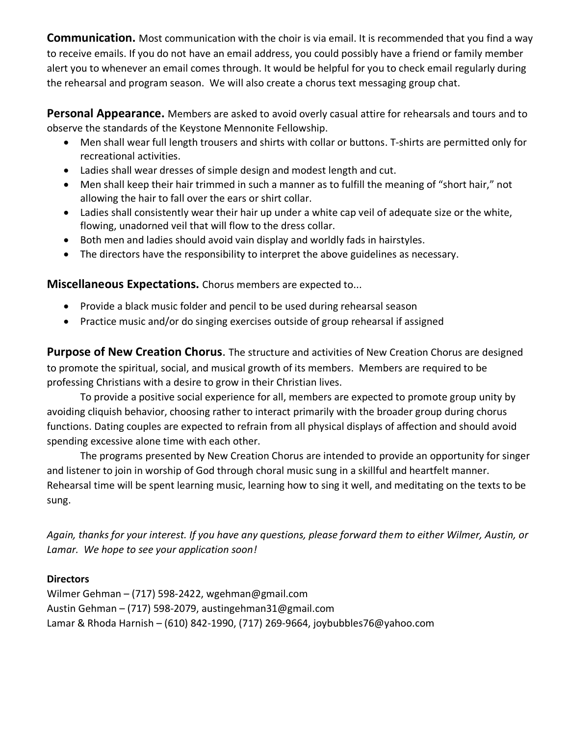**Communication.** Most communication with the choir is via email. It is recommended that you find a way to receive emails. If you do not have an email address, you could possibly have a friend or family member alert you to whenever an email comes through. It would be helpful for you to check email regularly during the rehearsal and program season. We will also create a chorus text messaging group chat.

**Personal Appearance.** Members are asked to avoid overly casual attire for rehearsals and tours and to observe the standards of the Keystone Mennonite Fellowship.

- Men shall wear full length trousers and shirts with collar or buttons. T-shirts are permitted only for recreational activities.
- Ladies shall wear dresses of simple design and modest length and cut.
- Men shall keep their hair trimmed in such a manner as to fulfill the meaning of "short hair," not allowing the hair to fall over the ears or shirt collar.
- Ladies shall consistently wear their hair up under a white cap veil of adequate size or the white, flowing, unadorned veil that will flow to the dress collar.
- Both men and ladies should avoid vain display and worldly fads in hairstyles.
- The directors have the responsibility to interpret the above guidelines as necessary.

**Miscellaneous Expectations.** Chorus members are expected to...

- Provide a black music folder and pencil to be used during rehearsal season
- Practice music and/or do singing exercises outside of group rehearsal if assigned

**Purpose of New Creation Chorus**. The structure and activities of New Creation Chorus are designed to promote the spiritual, social, and musical growth of its members. Members are required to be professing Christians with a desire to grow in their Christian lives.

To provide a positive social experience for all, members are expected to promote group unity by avoiding cliquish behavior, choosing rather to interact primarily with the broader group during chorus functions. Dating couples are expected to refrain from all physical displays of affection and should avoid spending excessive alone time with each other.

The programs presented by New Creation Chorus are intended to provide an opportunity for singer and listener to join in worship of God through choral music sung in a skillful and heartfelt manner. Rehearsal time will be spent learning music, learning how to sing it well, and meditating on the texts to be sung.

*Again, thanks for your interest. If you have any questions, please forward them to either Wilmer, Austin, or Lamar. We hope to see your application soon!*

**Directors**
Wilmer Gehman – (717) 598-2422, wgehman@gmail.com
Austin Gehman – (717) 598-2079, austingehman31@gmail.com
Lamar & Rhoda Harnish – (610) 842-1990, (717) 269-9664, joybubbles76@yahoo.com